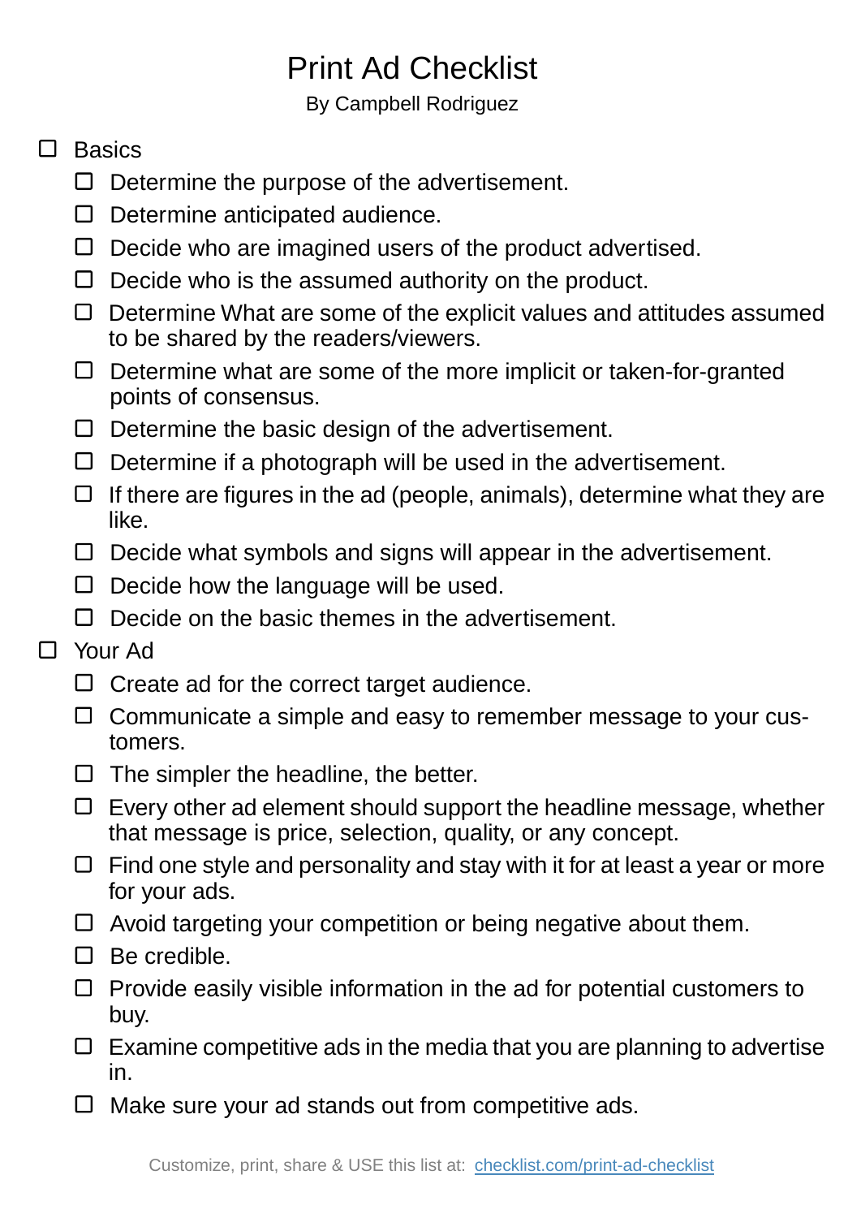# Print Ad Checklist

By Campbell Rodriguez

- ☐ Basics
  - ☐ Determine the purpose of the advertisement.
  - ☐ Determine anticipated audience.
  - ☐ Decide who are imagined users of the product advertised.
  - ☐ Decide who is the assumed authority on the product.
  - ☐ Determine What are some of the explicit values and attitudes assumed to be shared by the readers/viewers.
  - ☐ Determine what are some of the more implicit or taken-for-granted points of consensus.
  - ☐ Determine the basic design of the advertisement.
  - ☐ Determine if a photograph will be used in the advertisement.
  - ☐ If there are figures in the ad (people, animals), determine what they are like.
  - ☐ Decide what symbols and signs will appear in the advertisement.
  - ☐ Decide how the language will be used.
  - ☐ Decide on the basic themes in the advertisement.
- ☐ Your Ad
  - ☐ Create ad for the correct target audience.
  - ☐ Communicate a simple and easy to remember message to your customers.
  - ☐ The simpler the headline, the better.
  - ☐ Every other ad element should support the headline message, whether that message is price, selection, quality, or any concept.
  - ☐ Find one style and personality and stay with it for at least a year or more for your ads.
  - ☐ Avoid targeting your competition or being negative about them.
  - ☐ Be credible.
  - ☐ Provide easily visible information in the ad for potential customers to buy.
  - ☐ Examine competitive ads in the media that you are planning to advertise in.
  - ☐ Make sure your ad stands out from competitive ads.

Customize, print, share & USE this list at: [checklist.com/print-ad-checklist](checklist.com/print-ad-checklist)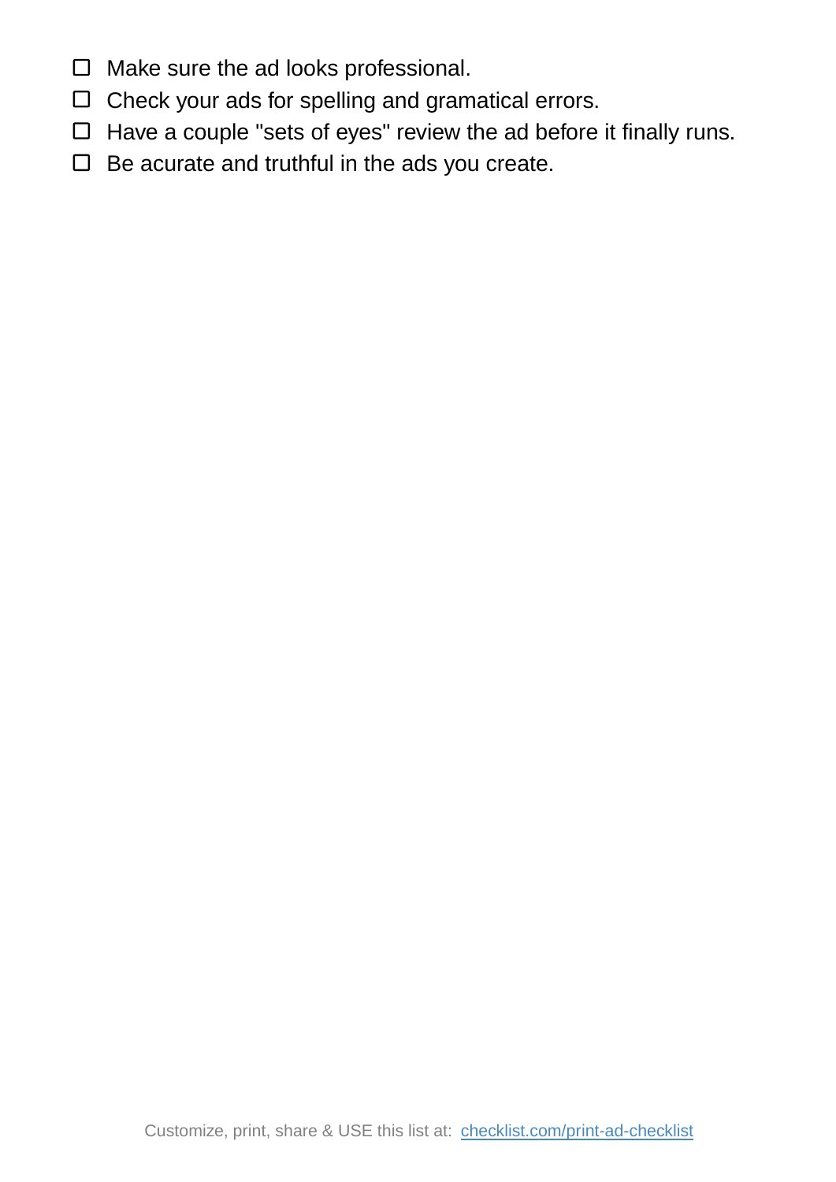- [ ] Make sure the ad looks professional.
- [ ] Check your ads for spelling and gramatical errors.
- [ ] Have a couple "sets of eyes" review the ad before it finally runs.
- [ ] Be acurate and truthful in the ads you create.

Customize, print, share & USE this list at: [checklist.com/print-ad-checklist](checklist.com/print-ad-checklist)